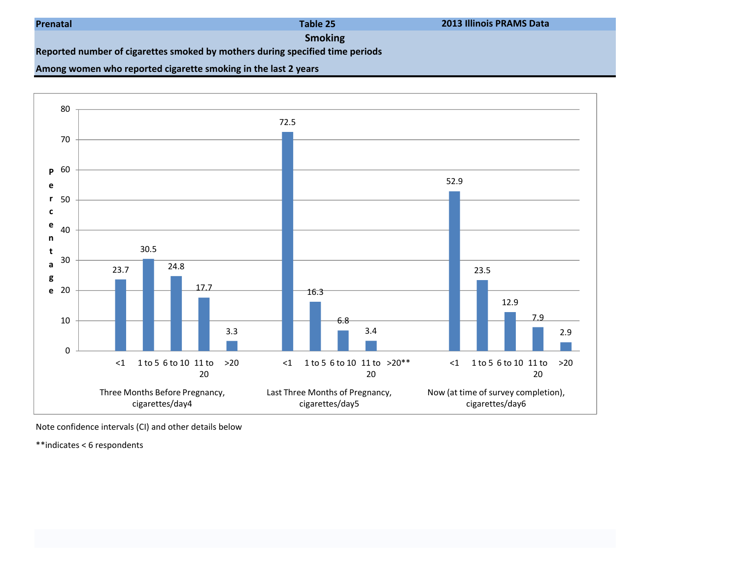**Prenatal** | **Table 25** | **2013 Illinois PRAMS Data**

## Smoking

**Reported number of cigarettes smoked by mothers during specified time periods**

**Among women who reported cigarette smoking in the last 2 years**

| Cigarettes/day | Three Months Before Pregnancy, cigarettes/day4 | Last Three Months of Pregnancy, cigarettes/day5 | Now (at time of survey completion), cigarettes/day6 |
|---|---|---|---|
| <1 | 23.7 | 72.5 | 52.9 |
| 1 to 5 | 30.5 | 16.3 | 23.5 |
| 6 to 10 | 24.8 | 6.8 | 12.9 |
| 11 to 20 | 17.7 | 3.4 | 7.9 |
| >20 | 3.3 | ** | 2.9 |

Percentage

Note confidence intervals (CI) and other details below

**indicates < 6 respondents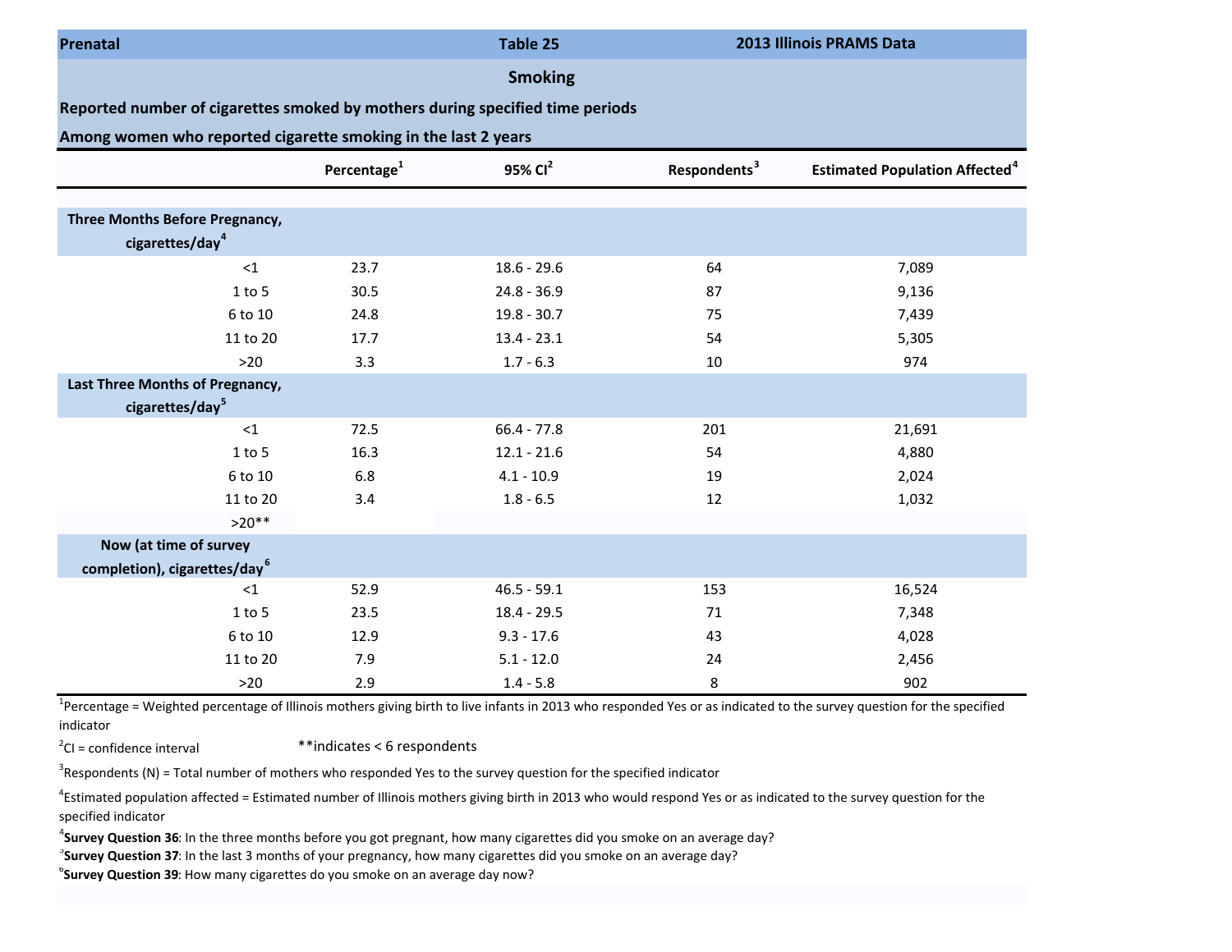**Prenatal** | **Table 25** | **2013 Illinois PRAMS Data**

## Smoking

**Reported number of cigarettes smoked by mothers during specified time periods**

**Among women who reported cigarette smoking in the last 2 years**

| | Percentage[1] | 95% CI[2] | Respondents[3] | Estimated Population Affected[4] |
|---|---|---|---|---|
| **Three Months Before Pregnancy, cigarettes/day[4]** | | | | |
| <1 | 23.7 | 18.6 - 29.6 | 64 | 7,089 |
| 1 to 5 | 30.5 | 24.8 - 36.9 | 87 | 9,136 |
| 6 to 10 | 24.8 | 19.8 - 30.7 | 75 | 7,439 |
| 11 to 20 | 17.7 | 13.4 - 23.1 | 54 | 5,305 |
| >20 | 3.3 | 1.7 - 6.3 | 10 | 974 |
| **Last Three Months of Pregnancy, cigarettes/day[5]** | | | | |
| <1 | 72.5 | 66.4 - 77.8 | 201 | 21,691 |
| 1 to 5 | 16.3 | 12.1 - 21.6 | 54 | 4,880 |
| 6 to 10 | 6.8 | 4.1 - 10.9 | 19 | 2,024 |
| 11 to 20 | 3.4 | 1.8 - 6.5 | 12 | 1,032 |
| >20** | | | | |
| **Now (at time of survey completion), cigarettes/day[6]** | | | | |
| <1 | 52.9 | 46.5 - 59.1 | 153 | 16,524 |
| 1 to 5 | 23.5 | 18.4 - 29.5 | 71 | 7,348 |
| 6 to 10 | 12.9 | 9.3 - 17.6 | 43 | 4,028 |
| 11 to 20 | 7.9 | 5.1 - 12.0 | 24 | 2,456 |
| >20 | 2.9 | 1.4 - 5.8 | 8 | 902 |

[1]Percentage = Weighted percentage of Illinois mothers giving birth to live infants in 2013 who responded Yes or as indicated to the survey question for the specified indicator

[2]CI = confidence interval

**indicates < 6 respondents

[3]Respondents (N) = Total number of mothers who responded Yes to the survey question for the specified indicator

[4]Estimated population affected = Estimated number of Illinois mothers giving birth in 2013 who would respond Yes or as indicated to the survey question for the specified indicator

[4]**Survey Question 36**: In the three months before you got pregnant, how many cigarettes did you smoke on an average day?

[5]**Survey Question 37**: In the last 3 months of your pregnancy, how many cigarettes did you smoke on an average day?

[6]**Survey Question 39**: How many cigarettes do you smoke on an average day now?